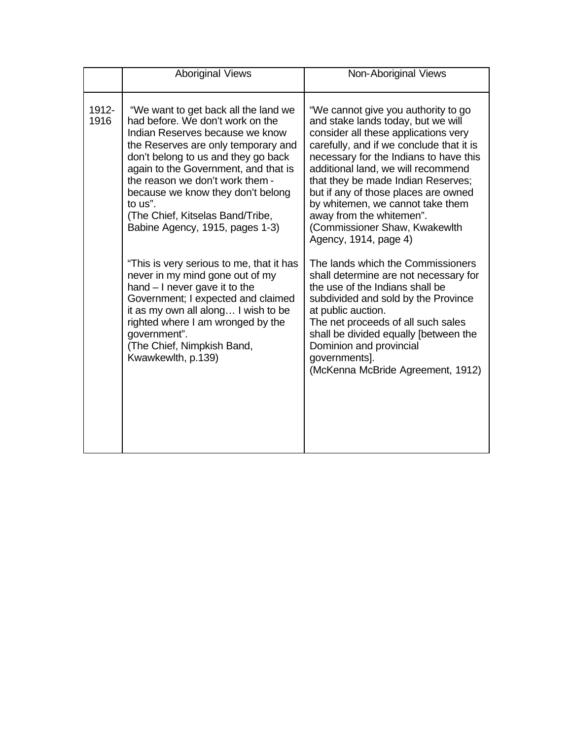| | Aboriginal Views | Non-Aboriginal Views |
|---|---|---|
| 1912-1916 | "We want to get back all the land we had before. We don't work on the Indian Reserves because we know the Reserves are only temporary and don't belong to us and they go back again to the Government, and that is the reason we don't work them - because we know they don't belong to us".<br>(The Chief, Kitselas Band/Tribe, Babine Agency, 1915, pages 1-3)<br><br>"This is very serious to me, that it has never in my mind gone out of my hand – I never gave it to the Government; I expected and claimed it as my own all along… I wish to be righted where I am wronged by the government".<br>(The Chief, Nimpkish Band, Kwawkewlth, p.139) | "We cannot give you authority to go and stake lands today, but we will consider all these applications very carefully, and if we conclude that it is necessary for the Indians to have this additional land, we will recommend that they be made Indian Reserves; but if any of those places are owned by whitemen, we cannot take them away from the whitemen".<br>(Commissioner Shaw, Kwakewlth Agency, 1914, page 4)<br><br>The lands which the Commissioners shall determine are not necessary for the use of the Indians shall be subdivided and sold by the Province at public auction.<br>The net proceeds of all such sales shall be divided equally [between the Dominion and provincial governments].<br>(McKenna McBride Agreement, 1912) |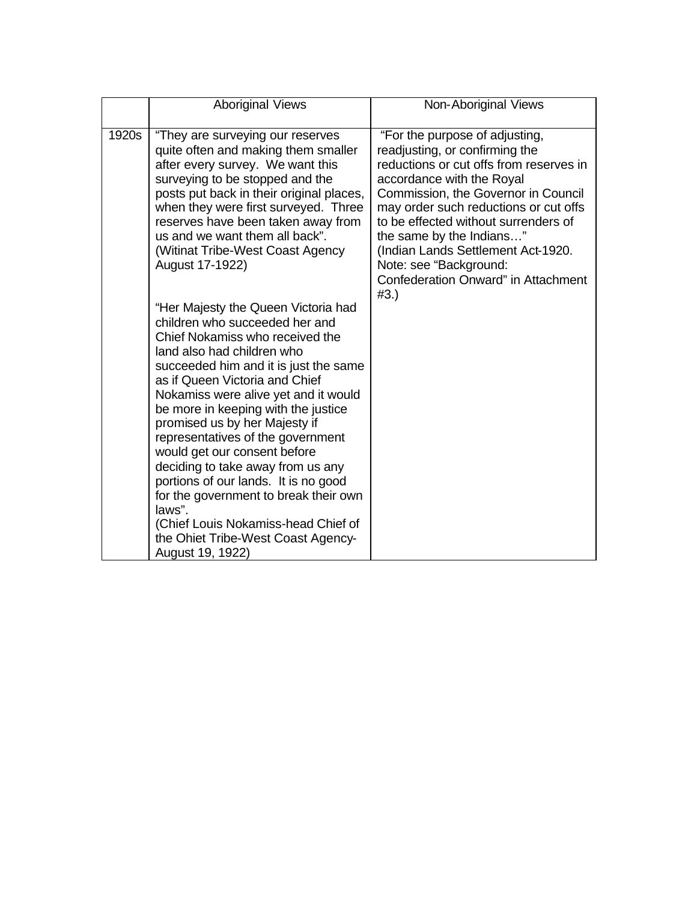| | Aboriginal Views | Non-Aboriginal Views |
|---|---|---|
| 1920s | "They are surveying our reserves quite often and making them smaller after every survey. We want this surveying to be stopped and the posts put back in their original places, when they were first surveyed. Three reserves have been taken away from us and we want them all back". (Witinat Tribe-West Coast Agency August 17-1922)<br><br>"Her Majesty the Queen Victoria had children who succeeded her and Chief Nokamiss who received the land also had children who succeeded him and it is just the same as if Queen Victoria and Chief Nokamiss were alive yet and it would be more in keeping with the justice promised us by her Majesty if representatives of the government would get our consent before deciding to take away from us any portions of our lands. It is no good for the government to break their own laws". (Chief Louis Nokamiss-head Chief of the Ohiet Tribe-West Coast Agency-August 19, 1922) | "For the purpose of adjusting, readjusting, or confirming the reductions or cut offs from reserves in accordance with the Royal Commission, the Governor in Council may order such reductions or cut offs to be effected without surrenders of the same by the Indians…" (Indian Lands Settlement Act-1920. Note: see "Background: Confederation Onward" in Attachment #3.) |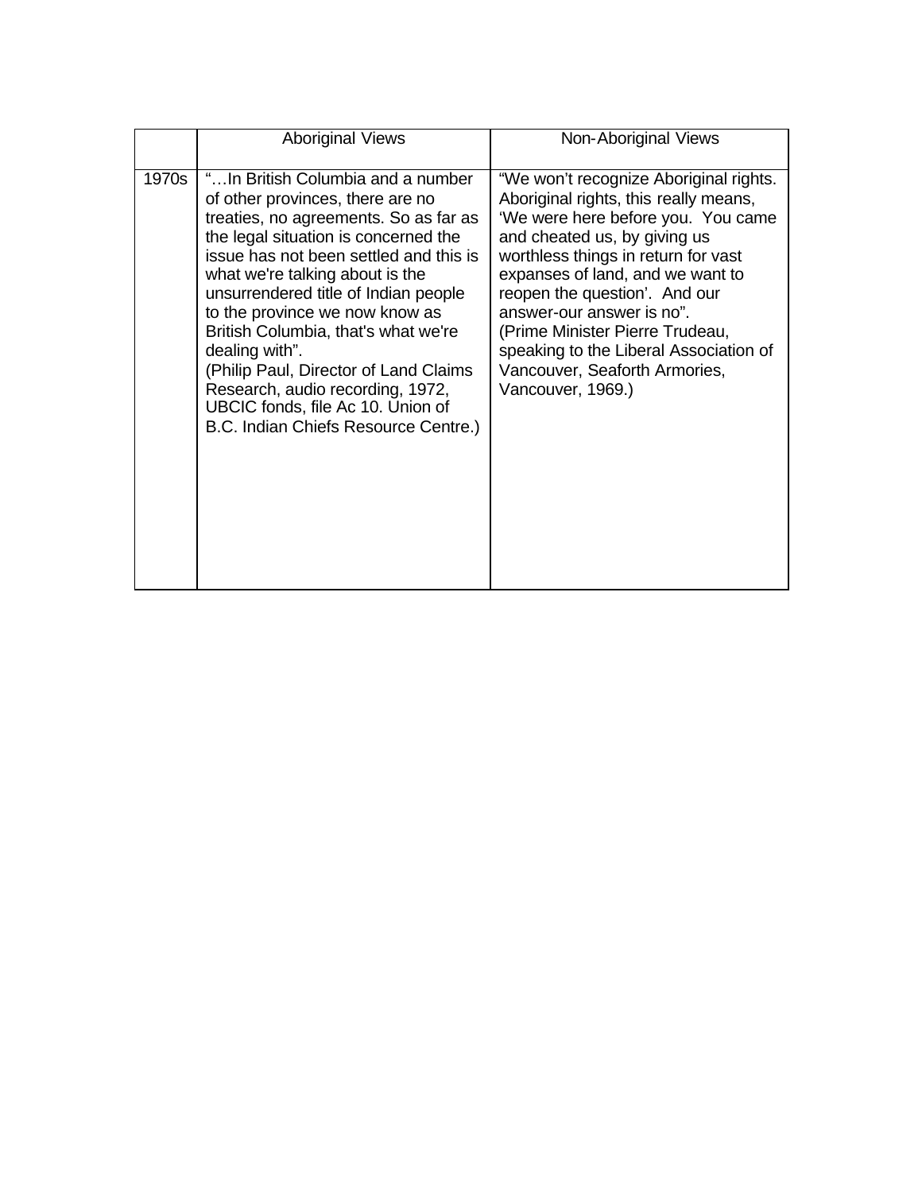| | Aboriginal Views | Non-Aboriginal Views |
|---|---|---|
| 1970s | "…In British Columbia and a number of other provinces, there are no treaties, no agreements. So as far as the legal situation is concerned the issue has not been settled and this is what we're talking about is the unsurrendered title of Indian people to the province we now know as British Columbia, that's what we're dealing with". (Philip Paul, Director of Land Claims Research, audio recording, 1972, UBCIC fonds, file Ac 10. Union of B.C. Indian Chiefs Resource Centre.) | "We won't recognize Aboriginal rights. Aboriginal rights, this really means, 'We were here before you. You came and cheated us, by giving us worthless things in return for vast expanses of land, and we want to reopen the question'. And our answer-our answer is no". (Prime Minister Pierre Trudeau, speaking to the Liberal Association of Vancouver, Seaforth Armories, Vancouver, 1969.) |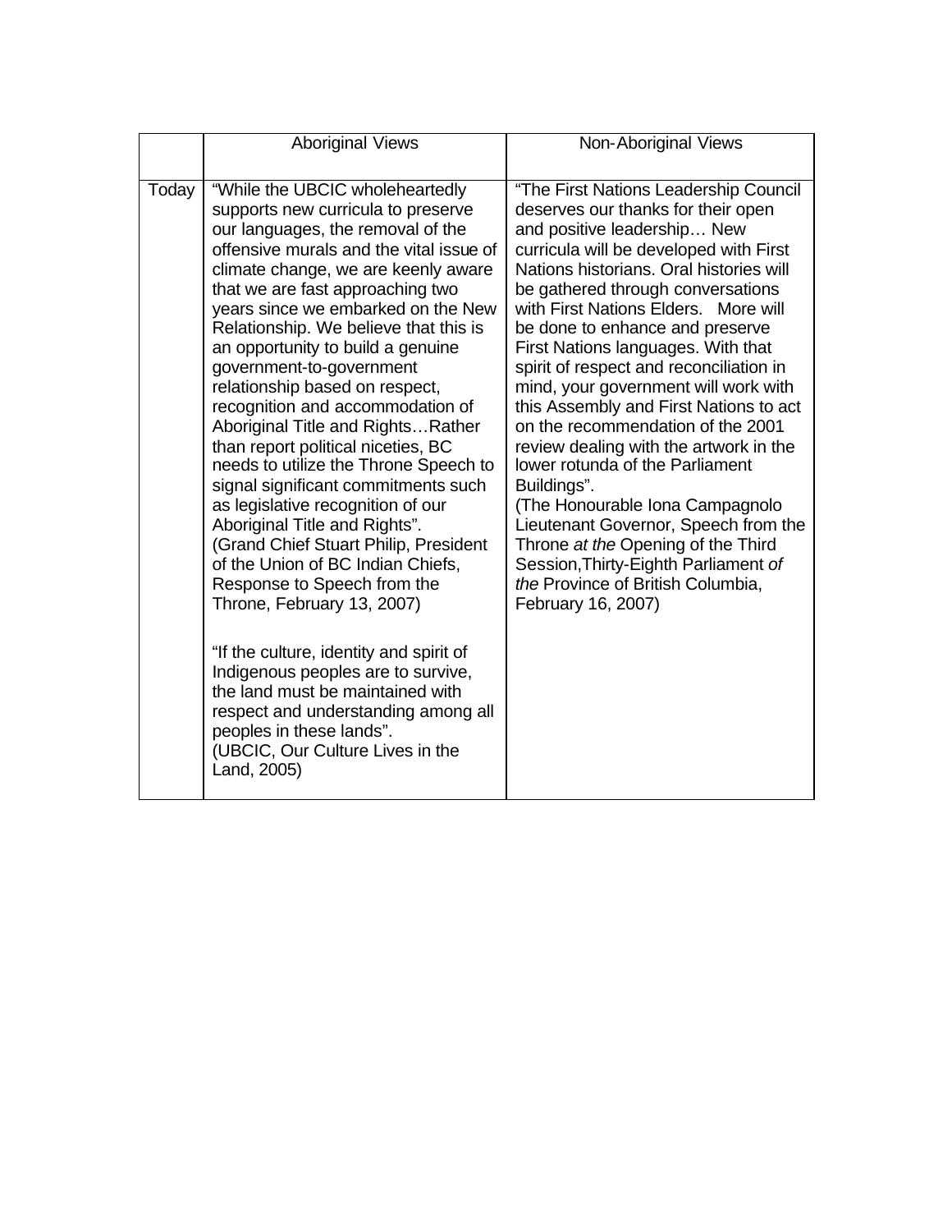| | Aboriginal Views | Non-Aboriginal Views |
|---|---|---|
| Today | "While the UBCIC wholeheartedly supports new curricula to preserve our languages, the removal of the offensive murals and the vital issue of climate change, we are keenly aware that we are fast approaching two years since we embarked on the New Relationship. We believe that this is an opportunity to build a genuine government-to-government relationship based on respect, recognition and accommodation of Aboriginal Title and Rights…Rather than report political niceties, BC needs to utilize the Throne Speech to signal significant commitments such as legislative recognition of our Aboriginal Title and Rights". (Grand Chief Stuart Philip, President of the Union of BC Indian Chiefs, Response to Speech from the Throne, February 13, 2007)<br><br>"If the culture, identity and spirit of Indigenous peoples are to survive, the land must be maintained with respect and understanding among all peoples in these lands". (UBCIC, Our Culture Lives in the Land, 2005) | "The First Nations Leadership Council deserves our thanks for their open and positive leadership… New curricula will be developed with First Nations historians. Oral histories will be gathered through conversations with First Nations Elders. More will be done to enhance and preserve First Nations languages. With that spirit of respect and reconciliation in mind, your government will work with this Assembly and First Nations to act on the recommendation of the 2001 review dealing with the artwork in the lower rotunda of the Parliament Buildings". (The Honourable Iona Campagnolo Lieutenant Governor, Speech from the Throne *at the* Opening of the Third Session, Thirty-Eighth Parliament *of the* Province of British Columbia, February 16, 2007) |